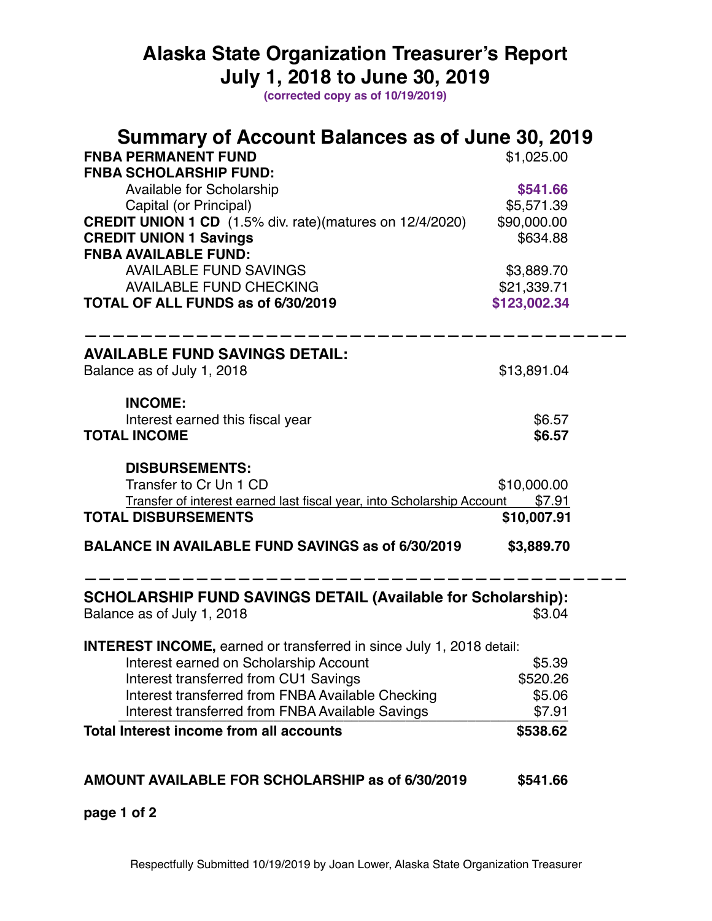# Alaska State Organization Treasurer's Report
# July 1, 2018 to June 30, 2019

**(corrected copy as of 10/19/2019)**

## Summary of Account Balances as of June 30, 2019

| | |
|---|---|
| **FNBA PERMANENT FUND** | $1,025.00 |
| **FNBA SCHOLARSHIP FUND:** | |
| Available for Scholarship | **$541.66** |
| Capital (or Principal) | $5,571.39 |
| **CREDIT UNION 1 CD** (1.5% div. rate)(matures on 12/4/2020) | $90,000.00 |
| **CREDIT UNION 1 Savings** | $634.88 |
| **FNBA AVAILABLE FUND:** | |
| AVAILABLE FUND SAVINGS | $3,889.70 |
| AVAILABLE FUND CHECKING | $21,339.71 |
| **TOTAL OF ALL FUNDS as of 6/30/2019** | **$123,002.34** |

---

### AVAILABLE FUND SAVINGS DETAIL:

| | |
|---|---|
| Balance as of July 1, 2018 | $13,891.04 |
| **INCOME:** | |
| Interest earned this fiscal year | $6.57 |
| **TOTAL INCOME** | **$6.57** |
| **DISBURSEMENTS:** | |
| Transfer to Cr Un 1 CD | $10,000.00 |
| Transfer of interest earned last fiscal year, into Scholarship Account | $7.91 |
| **TOTAL DISBURSEMENTS** | **$10,007.91** |
| **BALANCE IN AVAILABLE FUND SAVINGS as of 6/30/2019** | **$3,889.70** |

---

### SCHOLARSHIP FUND SAVINGS DETAIL (Available for Scholarship):

| | |
|---|---|
| Balance as of July 1, 2018 | $3.04 |
| **INTEREST INCOME,** earned or transferred in since July 1, 2018 detail: | |
| Interest earned on Scholarship Account | $5.39 |
| Interest transferred from CU1 Savings | $520.26 |
| Interest transferred from FNBA Available Checking | $5.06 |
| Interest transferred from FNBA Available Savings | $7.91 |
| **Total Interest income from all accounts** | **$538.62** |
| **AMOUNT AVAILABLE FOR SCHOLARSHIP as of 6/30/2019** | **$541.66** |

Respectfully Submitted 10/19/2019 by Joan Lower, Alaska State Organization Treasurer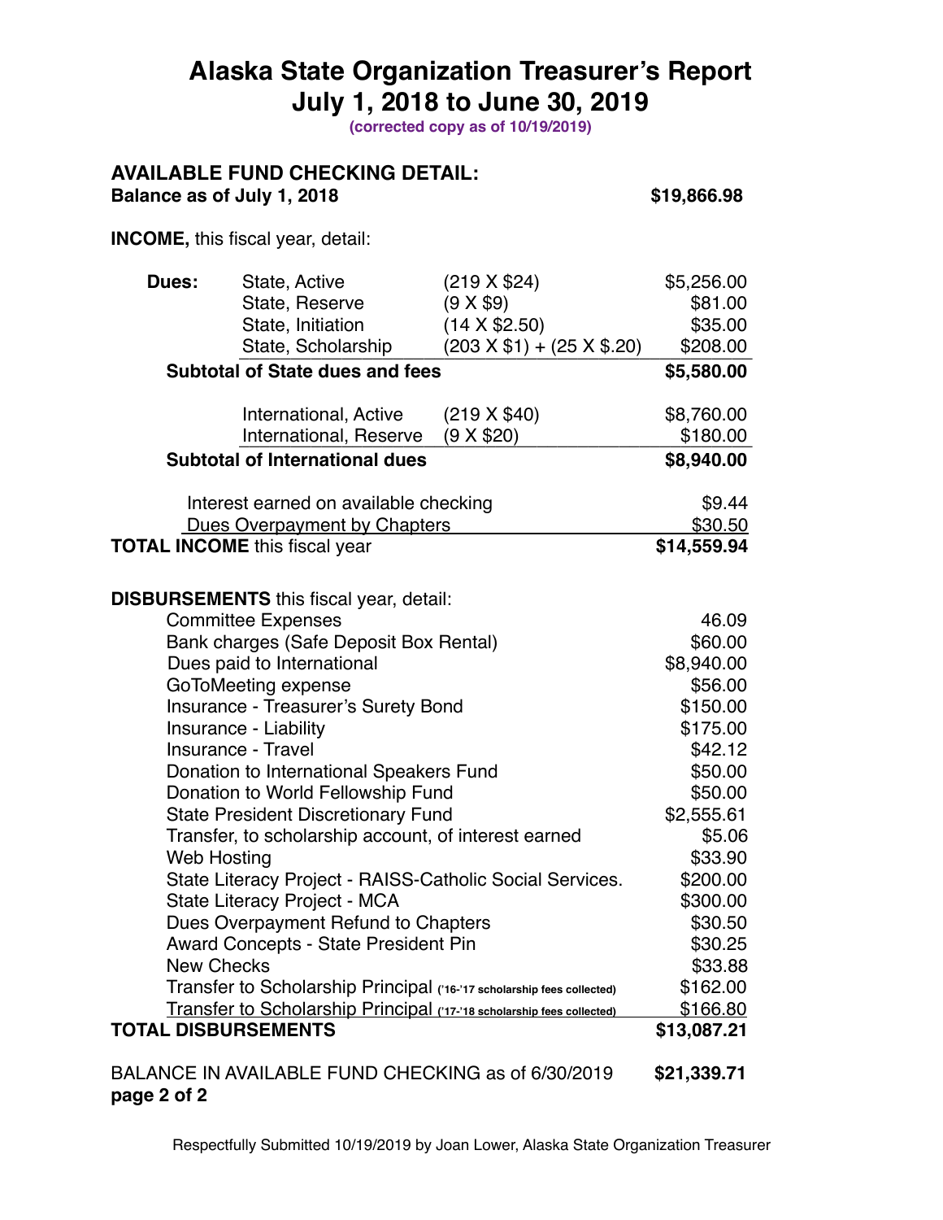# Alaska State Organization Treasurer's Report
# July 1, 2018 to June 30, 2019

(corrected copy as of 10/19/2019)

## AVAILABLE FUND CHECKING DETAIL:

**Balance as of July 1, 2018** **$19,866.98**

**INCOME,** this fiscal year, detail:

| | | | |
|---|---|---|---|
| **Dues:** | State, Active | (219 X $24) | $5,256.00 |
| | State, Reserve | (9 X $9) | $81.00 |
| | State, Initiation | (14 X $2.50) | $35.00 |
| | State, Scholarship | (203 X $1) + (25 X $.20) | $208.00 |
| **Subtotal of State dues and fees** | | | **$5,580.00** |
| | International, Active | (219 X $40) | $8,760.00 |
| | International, Reserve | (9 X $20) | $180.00 |
| **Subtotal of International dues** | | | **$8,940.00** |
| Interest earned on available checking | | | $9.44 |
| Dues Overpayment by Chapters | | | $30.50 |
| **TOTAL INCOME** this fiscal year | | | **$14,559.94** |

**DISBURSEMENTS** this fiscal year, detail:

| | |
|---|---|
| Committee Expenses | 46.09 |
| Bank charges (Safe Deposit Box Rental) | $60.00 |
| Dues paid to International | $8,940.00 |
| GoToMeeting expense | $56.00 |
| Insurance - Treasurer's Surety Bond | $150.00 |
| Insurance - Liability | $175.00 |
| Insurance - Travel | $42.12 |
| Donation to International Speakers Fund | $50.00 |
| Donation to World Fellowship Fund | $50.00 |
| State President Discretionary Fund | $2,555.61 |
| Transfer, to scholarship account, of interest earned | $5.06 |
| Web Hosting | $33.90 |
| State Literacy Project - RAISS-Catholic Social Services. | $200.00 |
| State Literacy Project - MCA | $300.00 |
| Dues Overpayment Refund to Chapters | $30.50 |
| Award Concepts - State President Pin | $30.25 |
| New Checks | $33.88 |
| Transfer to Scholarship Principal ('16-'17 scholarship fees collected) | $162.00 |
| Transfer to Scholarship Principal ('17-'18 scholarship fees collected) | $166.80 |
| **TOTAL DISBURSEMENTS** | **$13,087.21** |

BALANCE IN AVAILABLE FUND CHECKING as of 6/30/2019 **$21,339.71**

Respectfully Submitted 10/19/2019 by Joan Lower, Alaska State Organization Treasurer